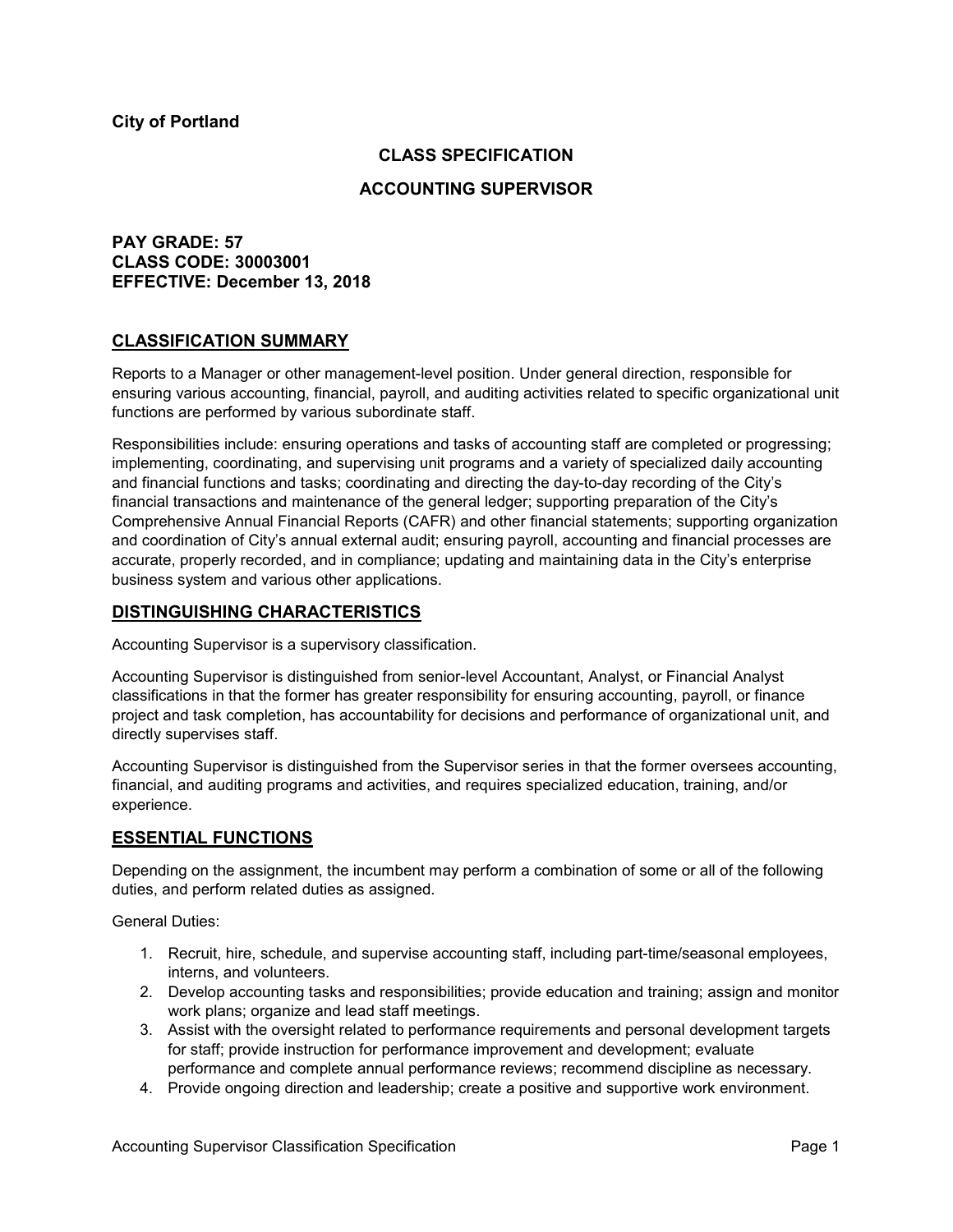**City of Portland**

## CLASS SPECIFICATION

## ACCOUNTING SUPERVISOR

**PAY GRADE: 57**
**CLASS CODE: 30003001**
**EFFECTIVE: December 13, 2018**

## CLASSIFICATION SUMMARY

Reports to a Manager or other management-level position. Under general direction, responsible for ensuring various accounting, financial, payroll, and auditing activities related to specific organizational unit functions are performed by various subordinate staff.

Responsibilities include: ensuring operations and tasks of accounting staff are completed or progressing; implementing, coordinating, and supervising unit programs and a variety of specialized daily accounting and financial functions and tasks; coordinating and directing the day-to-day recording of the City's financial transactions and maintenance of the general ledger; supporting preparation of the City's Comprehensive Annual Financial Reports (CAFR) and other financial statements; supporting organization and coordination of City's annual external audit; ensuring payroll, accounting and financial processes are accurate, properly recorded, and in compliance; updating and maintaining data in the City's enterprise business system and various other applications.

## DISTINGUISHING CHARACTERISTICS

Accounting Supervisor is a supervisory classification.

Accounting Supervisor is distinguished from senior-level Accountant, Analyst, or Financial Analyst classifications in that the former has greater responsibility for ensuring accounting, payroll, or finance project and task completion, has accountability for decisions and performance of organizational unit, and directly supervises staff.

Accounting Supervisor is distinguished from the Supervisor series in that the former oversees accounting, financial, and auditing programs and activities, and requires specialized education, training, and/or experience.

## ESSENTIAL FUNCTIONS

Depending on the assignment, the incumbent may perform a combination of some or all of the following duties, and perform related duties as assigned.

General Duties:

1. Recruit, hire, schedule, and supervise accounting staff, including part-time/seasonal employees, interns, and volunteers.
2. Develop accounting tasks and responsibilities; provide education and training; assign and monitor work plans; organize and lead staff meetings.
3. Assist with the oversight related to performance requirements and personal development targets for staff; provide instruction for performance improvement and development; evaluate performance and complete annual performance reviews; recommend discipline as necessary.
4. Provide ongoing direction and leadership; create a positive and supportive work environment.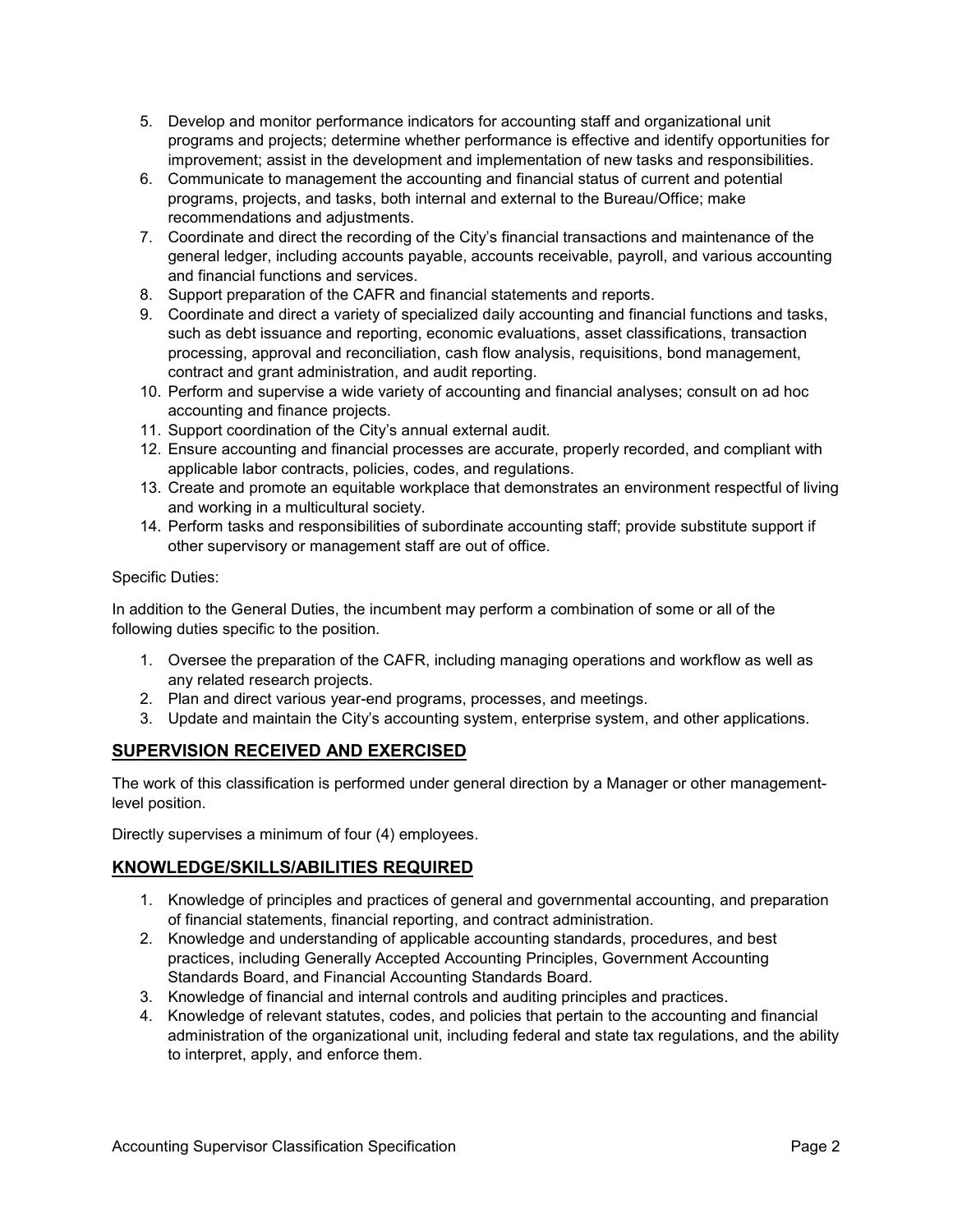5. Develop and monitor performance indicators for accounting staff and organizational unit programs and projects; determine whether performance is effective and identify opportunities for improvement; assist in the development and implementation of new tasks and responsibilities.
6. Communicate to management the accounting and financial status of current and potential programs, projects, and tasks, both internal and external to the Bureau/Office; make recommendations and adjustments.
7. Coordinate and direct the recording of the City's financial transactions and maintenance of the general ledger, including accounts payable, accounts receivable, payroll, and various accounting and financial functions and services.
8. Support preparation of the CAFR and financial statements and reports.
9. Coordinate and direct a variety of specialized daily accounting and financial functions and tasks, such as debt issuance and reporting, economic evaluations, asset classifications, transaction processing, approval and reconciliation, cash flow analysis, requisitions, bond management, contract and grant administration, and audit reporting.
10. Perform and supervise a wide variety of accounting and financial analyses; consult on ad hoc accounting and finance projects.
11. Support coordination of the City's annual external audit.
12. Ensure accounting and financial processes are accurate, properly recorded, and compliant with applicable labor contracts, policies, codes, and regulations.
13. Create and promote an equitable workplace that demonstrates an environment respectful of living and working in a multicultural society.
14. Perform tasks and responsibilities of subordinate accounting staff; provide substitute support if other supervisory or management staff are out of office.

Specific Duties:

In addition to the General Duties, the incumbent may perform a combination of some or all of the following duties specific to the position.

1. Oversee the preparation of the CAFR, including managing operations and workflow as well as any related research projects.
2. Plan and direct various year-end programs, processes, and meetings.
3. Update and maintain the City's accounting system, enterprise system, and other applications.

## SUPERVISION RECEIVED AND EXERCISED

The work of this classification is performed under general direction by a Manager or other management-level position.

Directly supervises a minimum of four (4) employees.

## KNOWLEDGE/SKILLS/ABILITIES REQUIRED

1. Knowledge of principles and practices of general and governmental accounting, and preparation of financial statements, financial reporting, and contract administration.
2. Knowledge and understanding of applicable accounting standards, procedures, and best practices, including Generally Accepted Accounting Principles, Government Accounting Standards Board, and Financial Accounting Standards Board.
3. Knowledge of financial and internal controls and auditing principles and practices.
4. Knowledge of relevant statutes, codes, and policies that pertain to the accounting and financial administration of the organizational unit, including federal and state tax regulations, and the ability to interpret, apply, and enforce them.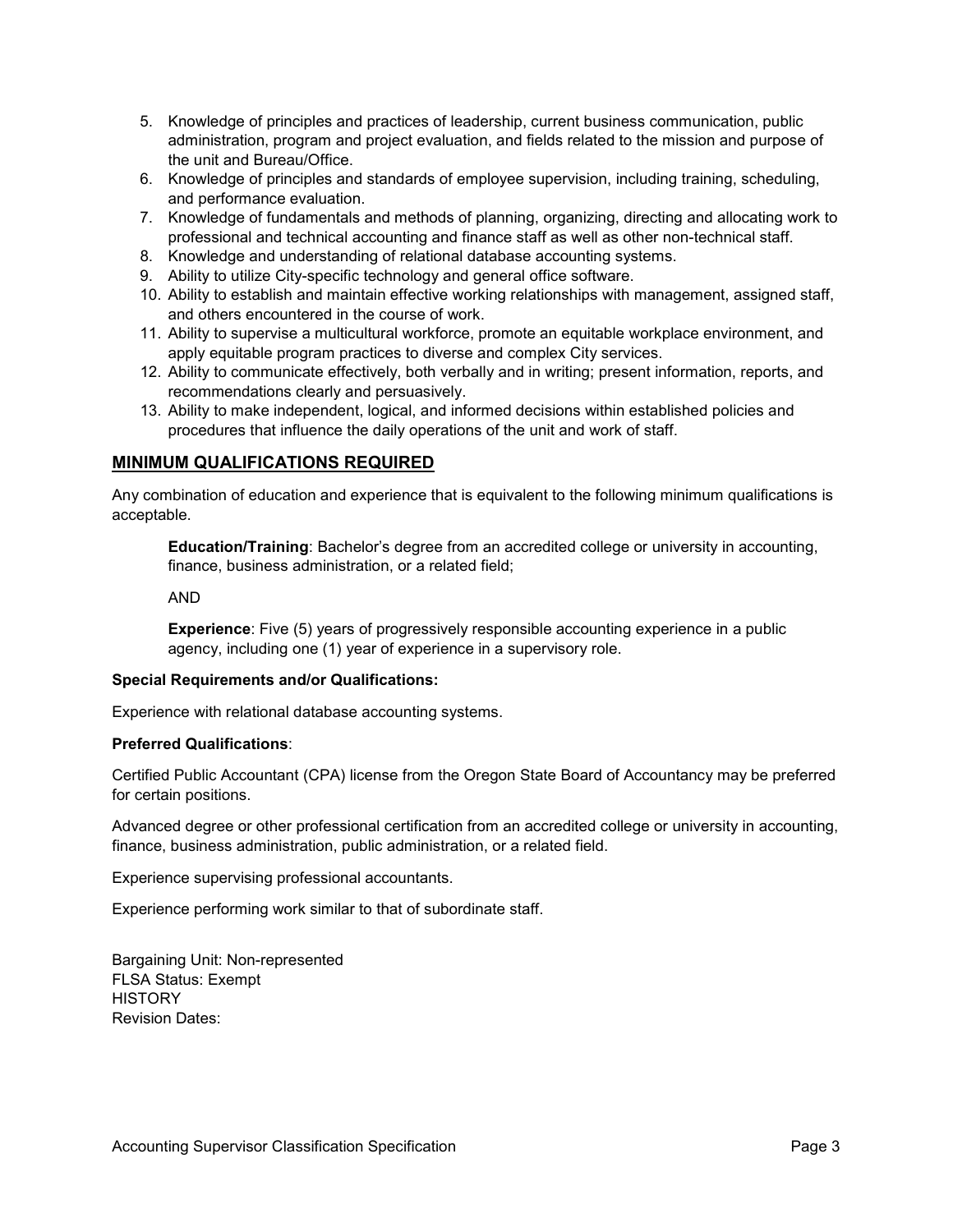5. Knowledge of principles and practices of leadership, current business communication, public administration, program and project evaluation, and fields related to the mission and purpose of the unit and Bureau/Office.
6. Knowledge of principles and standards of employee supervision, including training, scheduling, and performance evaluation.
7. Knowledge of fundamentals and methods of planning, organizing, directing and allocating work to professional and technical accounting and finance staff as well as other non-technical staff.
8. Knowledge and understanding of relational database accounting systems.
9. Ability to utilize City-specific technology and general office software.
10. Ability to establish and maintain effective working relationships with management, assigned staff, and others encountered in the course of work.
11. Ability to supervise a multicultural workforce, promote an equitable workplace environment, and apply equitable program practices to diverse and complex City services.
12. Ability to communicate effectively, both verbally and in writing; present information, reports, and recommendations clearly and persuasively.
13. Ability to make independent, logical, and informed decisions within established policies and procedures that influence the daily operations of the unit and work of staff.

## MINIMUM QUALIFICATIONS REQUIRED

Any combination of education and experience that is equivalent to the following minimum qualifications is acceptable.

**Education/Training**: Bachelor's degree from an accredited college or university in accounting, finance, business administration, or a related field;

AND

**Experience**: Five (5) years of progressively responsible accounting experience in a public agency, including one (1) year of experience in a supervisory role.

**Special Requirements and/or Qualifications:**

Experience with relational database accounting systems.

**Preferred Qualifications**:

Certified Public Accountant (CPA) license from the Oregon State Board of Accountancy may be preferred for certain positions.

Advanced degree or other professional certification from an accredited college or university in accounting, finance, business administration, public administration, or a related field.

Experience supervising professional accountants.

Experience performing work similar to that of subordinate staff.

Bargaining Unit: Non-represented
FLSA Status: Exempt
HISTORY
Revision Dates: